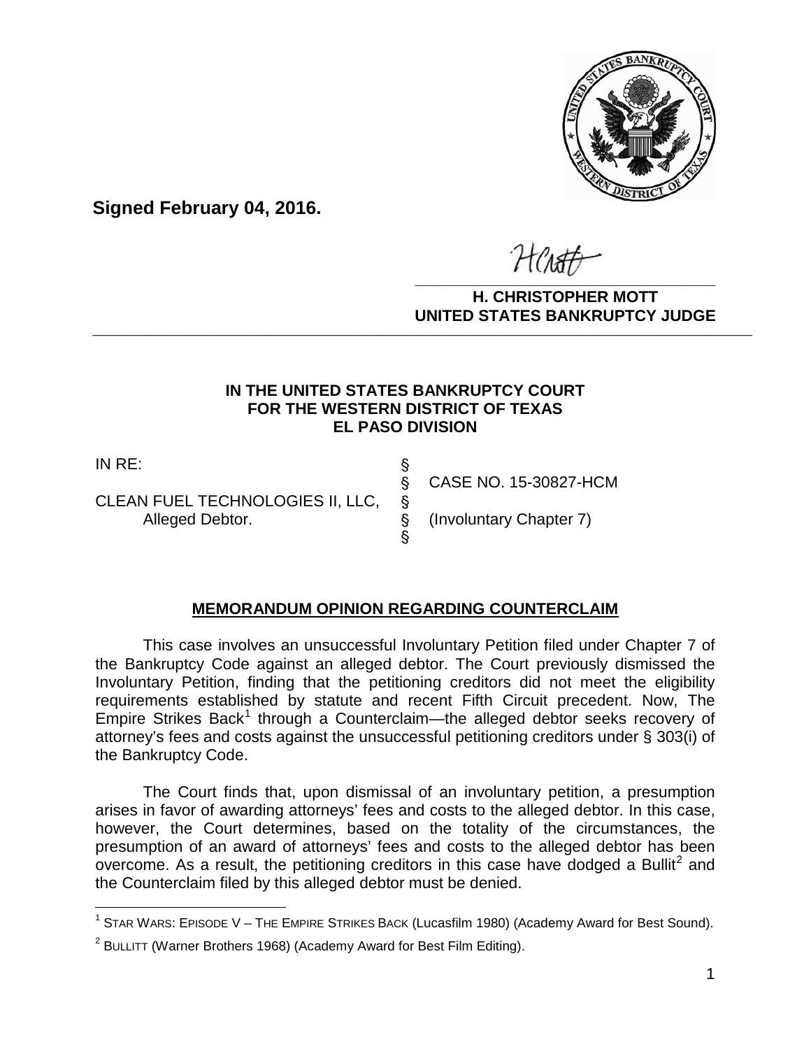**Signed February 04, 2016.**

**H. CHRISTOPHER MOTT**
**UNITED STATES BANKRUPTCY JUDGE**

**IN THE UNITED STATES BANKRUPTCY COURT**
**FOR THE WESTERN DISTRICT OF TEXAS**
**EL PASO DIVISION**

| | | |
|---|---|---|
| IN RE: | § | |
| | § | CASE NO. 15-30827-HCM |
| CLEAN FUEL TECHNOLOGIES II, LLC, | § | |
| Alleged Debtor. | § | (Involuntary Chapter 7) |
| | § | |

**MEMORANDUM OPINION REGARDING COUNTERCLAIM**

This case involves an unsuccessful Involuntary Petition filed under Chapter 7 of the Bankruptcy Code against an alleged debtor. The Court previously dismissed the Involuntary Petition, finding that the petitioning creditors did not meet the eligibility requirements established by statute and recent Fifth Circuit precedent. Now, The Empire Strikes Back[1] through a Counterclaim—the alleged debtor seeks recovery of attorney's fees and costs against the unsuccessful petitioning creditors under § 303(i) of the Bankruptcy Code.

The Court finds that, upon dismissal of an involuntary petition, a presumption arises in favor of awarding attorneys' fees and costs to the alleged debtor. In this case, however, the Court determines, based on the totality of the circumstances, the presumption of an award of attorneys' fees and costs to the alleged debtor has been overcome. As a result, the petitioning creditors in this case have dodged a Bullit[2] and the Counterclaim filed by this alleged debtor must be denied.

[1] STAR WARS: EPISODE V – THE EMPIRE STRIKES BACK (Lucasfilm 1980) (Academy Award for Best Sound).

[2] BULLITT (Warner Brothers 1968) (Academy Award for Best Film Editing).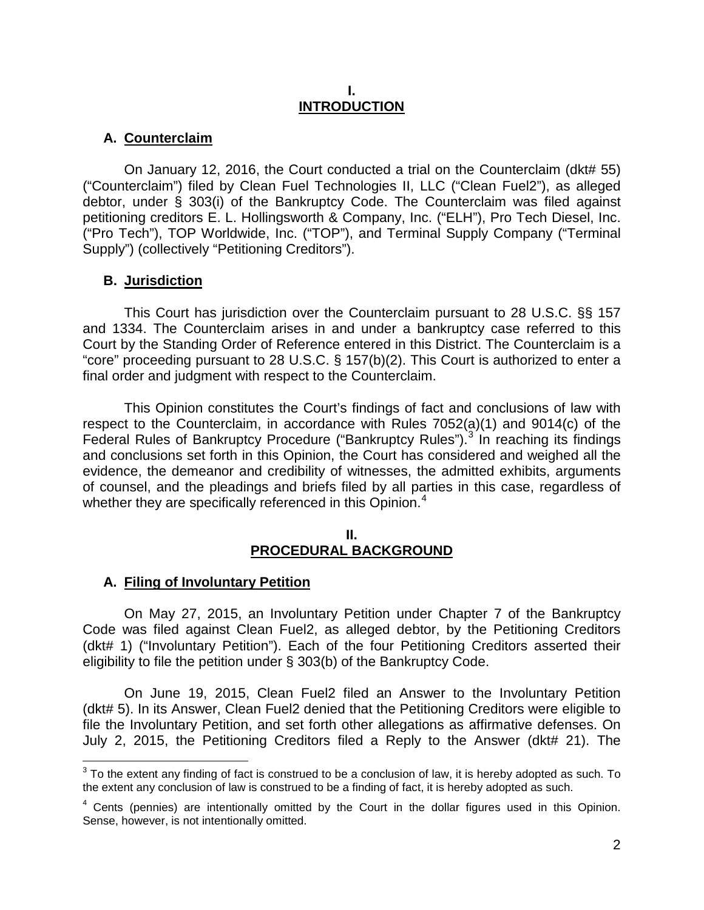# I. INTRODUCTION

## A. Counterclaim

On January 12, 2016, the Court conducted a trial on the Counterclaim (dkt# 55) ("Counterclaim") filed by Clean Fuel Technologies II, LLC ("Clean Fuel2"), as alleged debtor, under § 303(i) of the Bankruptcy Code. The Counterclaim was filed against petitioning creditors E. L. Hollingsworth & Company, Inc. ("ELH"), Pro Tech Diesel, Inc. ("Pro Tech"), TOP Worldwide, Inc. ("TOP"), and Terminal Supply Company ("Terminal Supply") (collectively "Petitioning Creditors").

## B. Jurisdiction

This Court has jurisdiction over the Counterclaim pursuant to 28 U.S.C. §§ 157 and 1334. The Counterclaim arises in and under a bankruptcy case referred to this Court by the Standing Order of Reference entered in this District. The Counterclaim is a "core" proceeding pursuant to 28 U.S.C. § 157(b)(2). This Court is authorized to enter a final order and judgment with respect to the Counterclaim.

This Opinion constitutes the Court's findings of fact and conclusions of law with respect to the Counterclaim, in accordance with Rules 7052(a)(1) and 9014(c) of the Federal Rules of Bankruptcy Procedure ("Bankruptcy Rules").[3] In reaching its findings and conclusions set forth in this Opinion, the Court has considered and weighed all the evidence, the demeanor and credibility of witnesses, the admitted exhibits, arguments of counsel, and the pleadings and briefs filed by all parties in this case, regardless of whether they are specifically referenced in this Opinion.[4]

# II. PROCEDURAL BACKGROUND

## A. Filing of Involuntary Petition

On May 27, 2015, an Involuntary Petition under Chapter 7 of the Bankruptcy Code was filed against Clean Fuel2, as alleged debtor, by the Petitioning Creditors (dkt# 1) ("Involuntary Petition"). Each of the four Petitioning Creditors asserted their eligibility to file the petition under § 303(b) of the Bankruptcy Code.

On June 19, 2015, Clean Fuel2 filed an Answer to the Involuntary Petition (dkt# 5). In its Answer, Clean Fuel2 denied that the Petitioning Creditors were eligible to file the Involuntary Petition, and set forth other allegations as affirmative defenses. On July 2, 2015, the Petitioning Creditors filed a Reply to the Answer (dkt# 21). The

---

[3] To the extent any finding of fact is construed to be a conclusion of law, it is hereby adopted as such. To the extent any conclusion of law is construed to be a finding of fact, it is hereby adopted as such.

[4] Cents (pennies) are intentionally omitted by the Court in the dollar figures used in this Opinion. Sense, however, is not intentionally omitted.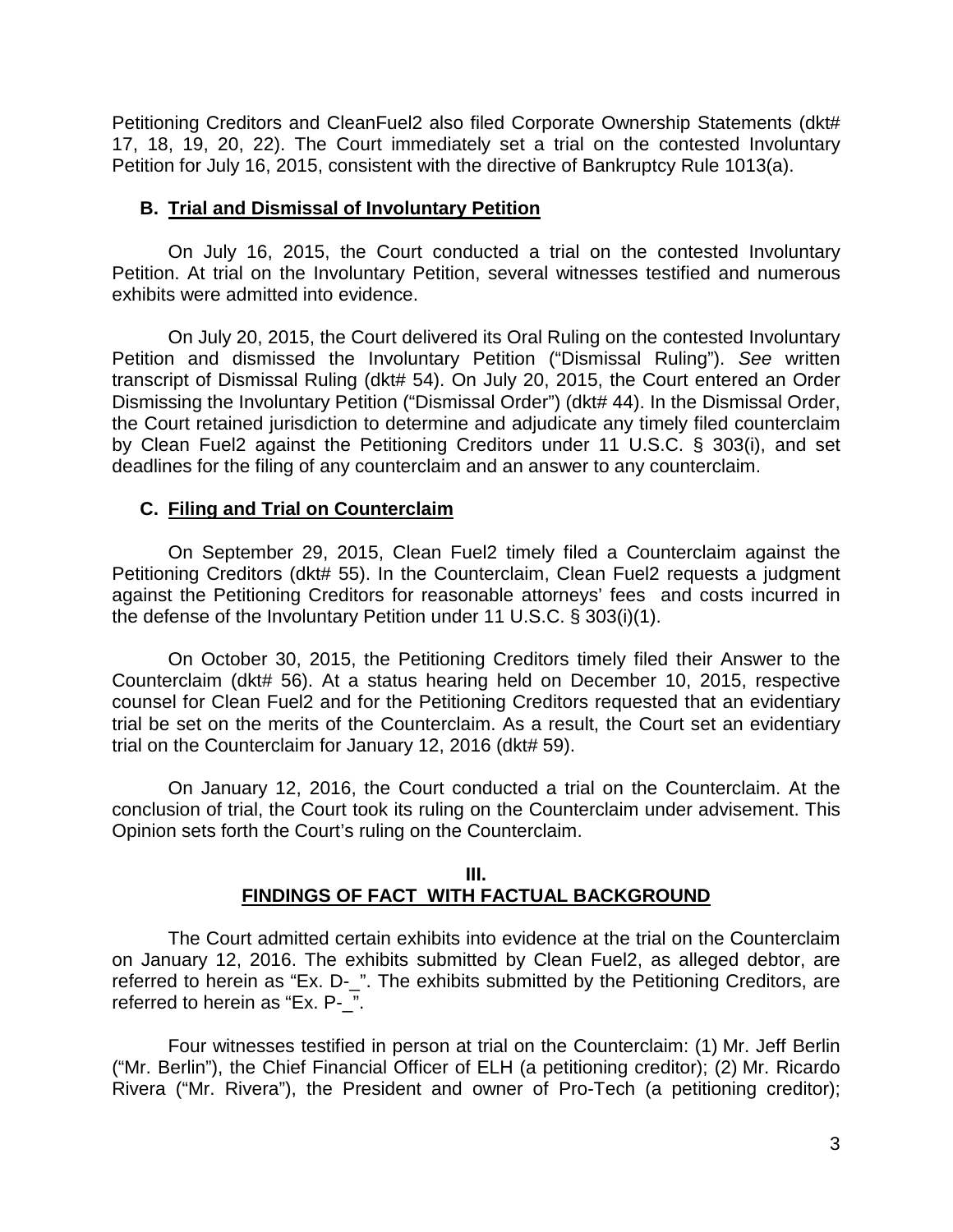Petitioning Creditors and CleanFuel2 also filed Corporate Ownership Statements (dkt# 17, 18, 19, 20, 22). The Court immediately set a trial on the contested Involuntary Petition for July 16, 2015, consistent with the directive of Bankruptcy Rule 1013(a).

### B. Trial and Dismissal of Involuntary Petition

On July 16, 2015, the Court conducted a trial on the contested Involuntary Petition. At trial on the Involuntary Petition, several witnesses testified and numerous exhibits were admitted into evidence.

On July 20, 2015, the Court delivered its Oral Ruling on the contested Involuntary Petition and dismissed the Involuntary Petition ("Dismissal Ruling"). *See* written transcript of Dismissal Ruling (dkt# 54). On July 20, 2015, the Court entered an Order Dismissing the Involuntary Petition ("Dismissal Order") (dkt# 44). In the Dismissal Order, the Court retained jurisdiction to determine and adjudicate any timely filed counterclaim by Clean Fuel2 against the Petitioning Creditors under 11 U.S.C. § 303(i), and set deadlines for the filing of any counterclaim and an answer to any counterclaim.

### C. Filing and Trial on Counterclaim

On September 29, 2015, Clean Fuel2 timely filed a Counterclaim against the Petitioning Creditors (dkt# 55). In the Counterclaim, Clean Fuel2 requests a judgment against the Petitioning Creditors for reasonable attorneys' fees and costs incurred in the defense of the Involuntary Petition under 11 U.S.C. § 303(i)(1).

On October 30, 2015, the Petitioning Creditors timely filed their Answer to the Counterclaim (dkt# 56). At a status hearing held on December 10, 2015, respective counsel for Clean Fuel2 and for the Petitioning Creditors requested that an evidentiary trial be set on the merits of the Counterclaim. As a result, the Court set an evidentiary trial on the Counterclaim for January 12, 2016 (dkt# 59).

On January 12, 2016, the Court conducted a trial on the Counterclaim. At the conclusion of trial, the Court took its ruling on the Counterclaim under advisement. This Opinion sets forth the Court's ruling on the Counterclaim.

## III.
## FINDINGS OF FACT WITH FACTUAL BACKGROUND

The Court admitted certain exhibits into evidence at the trial on the Counterclaim on January 12, 2016. The exhibits submitted by Clean Fuel2, as alleged debtor, are referred to herein as "Ex. D-_". The exhibits submitted by the Petitioning Creditors, are referred to herein as "Ex. P-_".

Four witnesses testified in person at trial on the Counterclaim: (1) Mr. Jeff Berlin ("Mr. Berlin"), the Chief Financial Officer of ELH (a petitioning creditor); (2) Mr. Ricardo Rivera ("Mr. Rivera"), the President and owner of Pro-Tech (a petitioning creditor);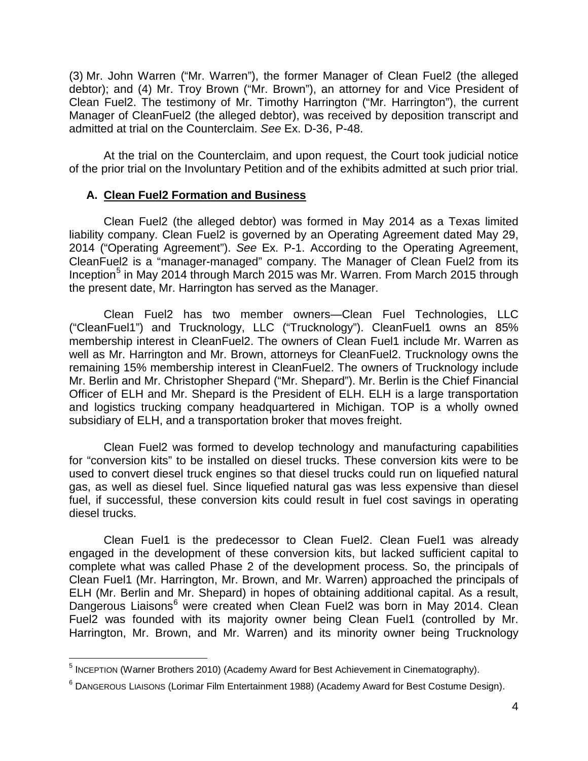(3) Mr. John Warren ("Mr. Warren"), the former Manager of Clean Fuel2 (the alleged debtor); and (4) Mr. Troy Brown ("Mr. Brown"), an attorney for and Vice President of Clean Fuel2. The testimony of Mr. Timothy Harrington ("Mr. Harrington"), the current Manager of CleanFuel2 (the alleged debtor), was received by deposition transcript and admitted at trial on the Counterclaim. *See* Ex. D-36, P-48.

At the trial on the Counterclaim, and upon request, the Court took judicial notice of the prior trial on the Involuntary Petition and of the exhibits admitted at such prior trial.

### A. Clean Fuel2 Formation and Business

Clean Fuel2 (the alleged debtor) was formed in May 2014 as a Texas limited liability company. Clean Fuel2 is governed by an Operating Agreement dated May 29, 2014 ("Operating Agreement"). *See* Ex. P-1. According to the Operating Agreement, CleanFuel2 is a "manager-managed" company. The Manager of Clean Fuel2 from its Inception[5] in May 2014 through March 2015 was Mr. Warren. From March 2015 through the present date, Mr. Harrington has served as the Manager.

Clean Fuel2 has two member owners—Clean Fuel Technologies, LLC ("CleanFuel1") and Trucknology, LLC ("Trucknology"). CleanFuel1 owns an 85% membership interest in CleanFuel2. The owners of Clean Fuel1 include Mr. Warren as well as Mr. Harrington and Mr. Brown, attorneys for CleanFuel2. Trucknology owns the remaining 15% membership interest in CleanFuel2. The owners of Trucknology include Mr. Berlin and Mr. Christopher Shepard ("Mr. Shepard"). Mr. Berlin is the Chief Financial Officer of ELH and Mr. Shepard is the President of ELH. ELH is a large transportation and logistics trucking company headquartered in Michigan. TOP is a wholly owned subsidiary of ELH, and a transportation broker that moves freight.

Clean Fuel2 was formed to develop technology and manufacturing capabilities for "conversion kits" to be installed on diesel trucks. These conversion kits were to be used to convert diesel truck engines so that diesel trucks could run on liquefied natural gas, as well as diesel fuel. Since liquefied natural gas was less expensive than diesel fuel, if successful, these conversion kits could result in fuel cost savings in operating diesel trucks.

Clean Fuel1 is the predecessor to Clean Fuel2. Clean Fuel1 was already engaged in the development of these conversion kits, but lacked sufficient capital to complete what was called Phase 2 of the development process. So, the principals of Clean Fuel1 (Mr. Harrington, Mr. Brown, and Mr. Warren) approached the principals of ELH (Mr. Berlin and Mr. Shepard) in hopes of obtaining additional capital. As a result, Dangerous Liaisons[6] were created when Clean Fuel2 was born in May 2014. Clean Fuel2 was founded with its majority owner being Clean Fuel1 (controlled by Mr. Harrington, Mr. Brown, and Mr. Warren) and its minority owner being Trucknology

---

[5] INCEPTION (Warner Brothers 2010) (Academy Award for Best Achievement in Cinematography).

[6] DANGEROUS LIAISONS (Lorimar Film Entertainment 1988) (Academy Award for Best Costume Design).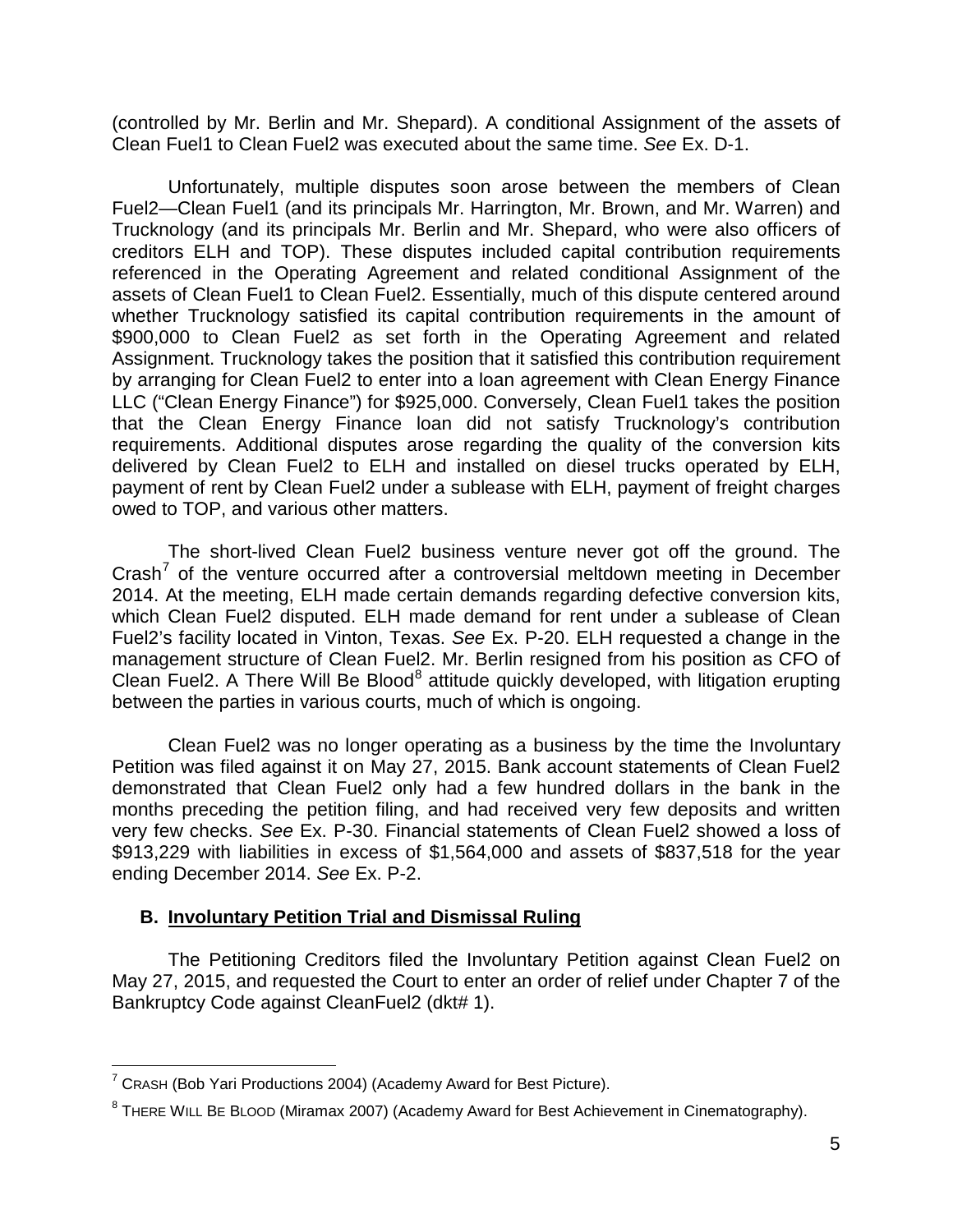(controlled by Mr. Berlin and Mr. Shepard). A conditional Assignment of the assets of Clean Fuel1 to Clean Fuel2 was executed about the same time. *See* Ex. D-1.

Unfortunately, multiple disputes soon arose between the members of Clean Fuel2—Clean Fuel1 (and its principals Mr. Harrington, Mr. Brown, and Mr. Warren) and Trucknology (and its principals Mr. Berlin and Mr. Shepard, who were also officers of creditors ELH and TOP). These disputes included capital contribution requirements referenced in the Operating Agreement and related conditional Assignment of the assets of Clean Fuel1 to Clean Fuel2. Essentially, much of this dispute centered around whether Trucknology satisfied its capital contribution requirements in the amount of $900,000 to Clean Fuel2 as set forth in the Operating Agreement and related Assignment. Trucknology takes the position that it satisfied this contribution requirement by arranging for Clean Fuel2 to enter into a loan agreement with Clean Energy Finance LLC ("Clean Energy Finance") for $925,000. Conversely, Clean Fuel1 takes the position that the Clean Energy Finance loan did not satisfy Trucknology's contribution requirements. Additional disputes arose regarding the quality of the conversion kits delivered by Clean Fuel2 to ELH and installed on diesel trucks operated by ELH, payment of rent by Clean Fuel2 under a sublease with ELH, payment of freight charges owed to TOP, and various other matters.

The short-lived Clean Fuel2 business venture never got off the ground. The Crash[7] of the venture occurred after a controversial meltdown meeting in December 2014. At the meeting, ELH made certain demands regarding defective conversion kits, which Clean Fuel2 disputed. ELH made demand for rent under a sublease of Clean Fuel2's facility located in Vinton, Texas. *See* Ex. P-20. ELH requested a change in the management structure of Clean Fuel2. Mr. Berlin resigned from his position as CFO of Clean Fuel2. A There Will Be Blood[8] attitude quickly developed, with litigation erupting between the parties in various courts, much of which is ongoing.

Clean Fuel2 was no longer operating as a business by the time the Involuntary Petition was filed against it on May 27, 2015. Bank account statements of Clean Fuel2 demonstrated that Clean Fuel2 only had a few hundred dollars in the bank in the months preceding the petition filing, and had received very few deposits and written very few checks. *See* Ex. P-30. Financial statements of Clean Fuel2 showed a loss of $913,229 with liabilities in excess of $1,564,000 and assets of $837,518 for the year ending December 2014. *See* Ex. P-2.

### B. Involuntary Petition Trial and Dismissal Ruling

The Petitioning Creditors filed the Involuntary Petition against Clean Fuel2 on May 27, 2015, and requested the Court to enter an order of relief under Chapter 7 of the Bankruptcy Code against CleanFuel2 (dkt# 1).

---

[7] CRASH (Bob Yari Productions 2004) (Academy Award for Best Picture).

[8] THERE WILL BE BLOOD (Miramax 2007) (Academy Award for Best Achievement in Cinematography).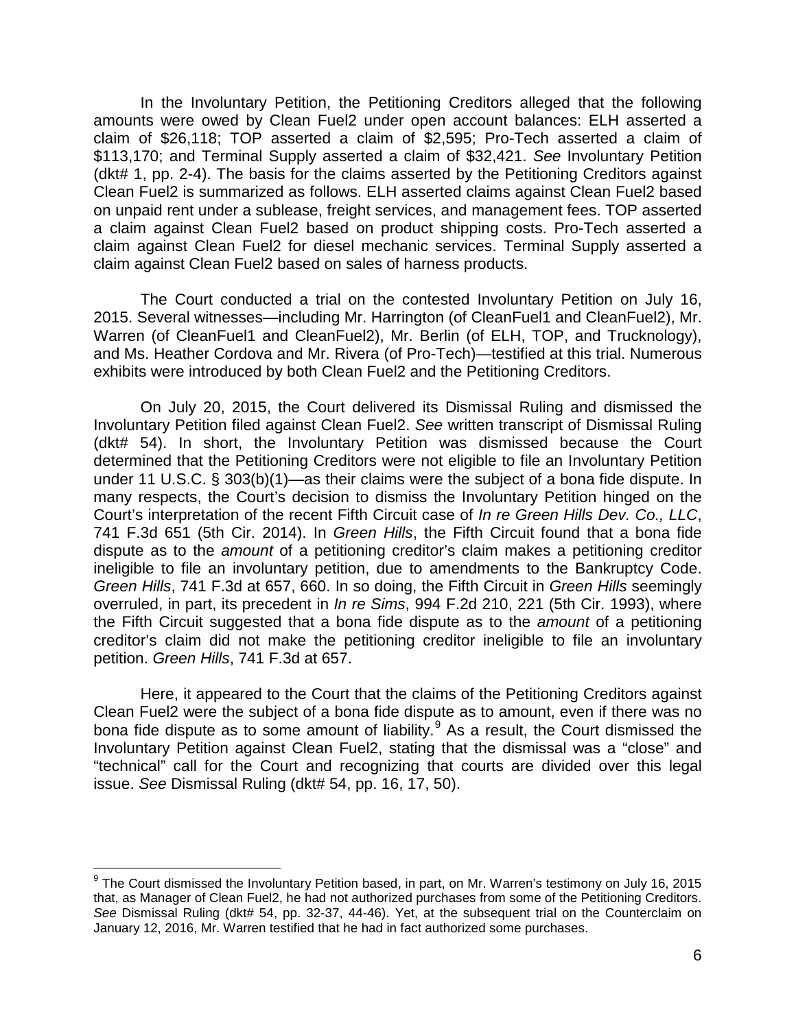In the Involuntary Petition, the Petitioning Creditors alleged that the following amounts were owed by Clean Fuel2 under open account balances: ELH asserted a claim of $26,118; TOP asserted a claim of $2,595; Pro-Tech asserted a claim of $113,170; and Terminal Supply asserted a claim of $32,421. *See* Involuntary Petition (dkt# 1, pp. 2-4). The basis for the claims asserted by the Petitioning Creditors against Clean Fuel2 is summarized as follows. ELH asserted claims against Clean Fuel2 based on unpaid rent under a sublease, freight services, and management fees. TOP asserted a claim against Clean Fuel2 based on product shipping costs. Pro-Tech asserted a claim against Clean Fuel2 for diesel mechanic services. Terminal Supply asserted a claim against Clean Fuel2 based on sales of harness products.

The Court conducted a trial on the contested Involuntary Petition on July 16, 2015. Several witnesses—including Mr. Harrington (of CleanFuel1 and CleanFuel2), Mr. Warren (of CleanFuel1 and CleanFuel2), Mr. Berlin (of ELH, TOP, and Trucknology), and Ms. Heather Cordova and Mr. Rivera (of Pro-Tech)—testified at this trial. Numerous exhibits were introduced by both Clean Fuel2 and the Petitioning Creditors.

On July 20, 2015, the Court delivered its Dismissal Ruling and dismissed the Involuntary Petition filed against Clean Fuel2. *See* written transcript of Dismissal Ruling (dkt# 54). In short, the Involuntary Petition was dismissed because the Court determined that the Petitioning Creditors were not eligible to file an Involuntary Petition under 11 U.S.C. § 303(b)(1)—as their claims were the subject of a bona fide dispute. In many respects, the Court's decision to dismiss the Involuntary Petition hinged on the Court's interpretation of the recent Fifth Circuit case of *In re Green Hills Dev. Co., LLC*, 741 F.3d 651 (5th Cir. 2014). In *Green Hills*, the Fifth Circuit found that a bona fide dispute as to the *amount* of a petitioning creditor's claim makes a petitioning creditor ineligible to file an involuntary petition, due to amendments to the Bankruptcy Code. *Green Hills*, 741 F.3d at 657, 660. In so doing, the Fifth Circuit in *Green Hills* seemingly overruled, in part, its precedent in *In re Sims*, 994 F.2d 210, 221 (5th Cir. 1993), where the Fifth Circuit suggested that a bona fide dispute as to the *amount* of a petitioning creditor's claim did not make the petitioning creditor ineligible to file an involuntary petition. *Green Hills*, 741 F.3d at 657.

Here, it appeared to the Court that the claims of the Petitioning Creditors against Clean Fuel2 were the subject of a bona fide dispute as to amount, even if there was no bona fide dispute as to some amount of liability.[9] As a result, the Court dismissed the Involuntary Petition against Clean Fuel2, stating that the dismissal was a "close" and "technical" call for the Court and recognizing that courts are divided over this legal issue. *See* Dismissal Ruling (dkt# 54, pp. 16, 17, 50).

[9] The Court dismissed the Involuntary Petition based, in part, on Mr. Warren's testimony on July 16, 2015 that, as Manager of Clean Fuel2, he had not authorized purchases from some of the Petitioning Creditors. *See* Dismissal Ruling (dkt# 54, pp. 32-37, 44-46). Yet, at the subsequent trial on the Counterclaim on January 12, 2016, Mr. Warren testified that he had in fact authorized some purchases.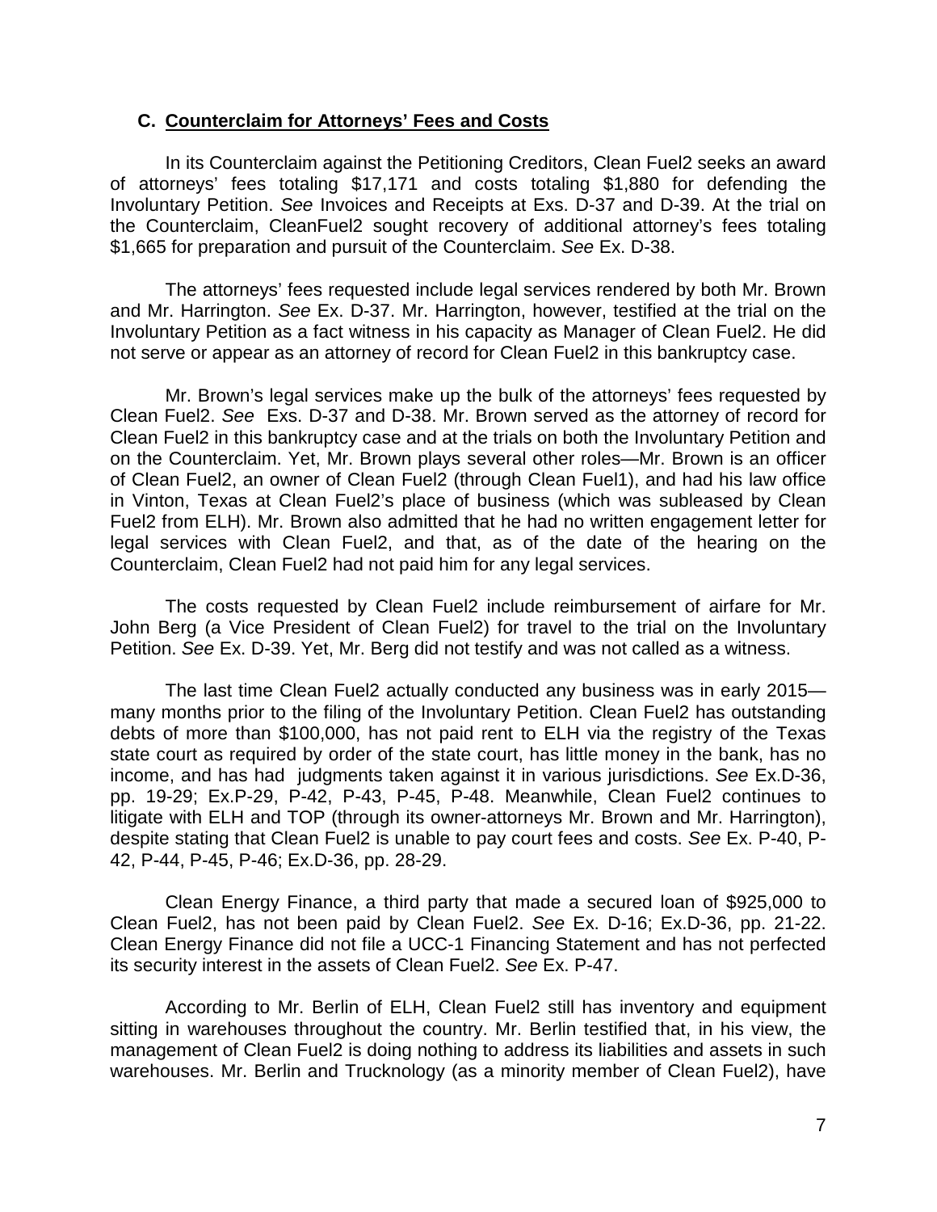### C. Counterclaim for Attorneys' Fees and Costs

In its Counterclaim against the Petitioning Creditors, Clean Fuel2 seeks an award of attorneys' fees totaling $17,171 and costs totaling $1,880 for defending the Involuntary Petition. *See* Invoices and Receipts at Exs. D-37 and D-39. At the trial on the Counterclaim, CleanFuel2 sought recovery of additional attorney's fees totaling $1,665 for preparation and pursuit of the Counterclaim. *See* Ex. D-38.

The attorneys' fees requested include legal services rendered by both Mr. Brown and Mr. Harrington. *See* Ex. D-37. Mr. Harrington, however, testified at the trial on the Involuntary Petition as a fact witness in his capacity as Manager of Clean Fuel2. He did not serve or appear as an attorney of record for Clean Fuel2 in this bankruptcy case.

Mr. Brown's legal services make up the bulk of the attorneys' fees requested by Clean Fuel2. *See* Exs. D-37 and D-38. Mr. Brown served as the attorney of record for Clean Fuel2 in this bankruptcy case and at the trials on both the Involuntary Petition and on the Counterclaim. Yet, Mr. Brown plays several other roles—Mr. Brown is an officer of Clean Fuel2, an owner of Clean Fuel2 (through Clean Fuel1), and had his law office in Vinton, Texas at Clean Fuel2's place of business (which was subleased by Clean Fuel2 from ELH). Mr. Brown also admitted that he had no written engagement letter for legal services with Clean Fuel2, and that, as of the date of the hearing on the Counterclaim, Clean Fuel2 had not paid him for any legal services.

The costs requested by Clean Fuel2 include reimbursement of airfare for Mr. John Berg (a Vice President of Clean Fuel2) for travel to the trial on the Involuntary Petition. *See* Ex. D-39. Yet, Mr. Berg did not testify and was not called as a witness.

The last time Clean Fuel2 actually conducted any business was in early 2015—many months prior to the filing of the Involuntary Petition. Clean Fuel2 has outstanding debts of more than $100,000, has not paid rent to ELH via the registry of the Texas state court as required by order of the state court, has little money in the bank, has no income, and has had judgments taken against it in various jurisdictions. *See* Ex.D-36, pp. 19-29; Ex.P-29, P-42, P-43, P-45, P-48. Meanwhile, Clean Fuel2 continues to litigate with ELH and TOP (through its owner-attorneys Mr. Brown and Mr. Harrington), despite stating that Clean Fuel2 is unable to pay court fees and costs. *See* Ex. P-40, P-42, P-44, P-45, P-46; Ex.D-36, pp. 28-29.

Clean Energy Finance, a third party that made a secured loan of $925,000 to Clean Fuel2, has not been paid by Clean Fuel2. *See* Ex. D-16; Ex.D-36, pp. 21-22. Clean Energy Finance did not file a UCC-1 Financing Statement and has not perfected its security interest in the assets of Clean Fuel2. *See* Ex. P-47.

According to Mr. Berlin of ELH, Clean Fuel2 still has inventory and equipment sitting in warehouses throughout the country. Mr. Berlin testified that, in his view, the management of Clean Fuel2 is doing nothing to address its liabilities and assets in such warehouses. Mr. Berlin and Trucknology (as a minority member of Clean Fuel2), have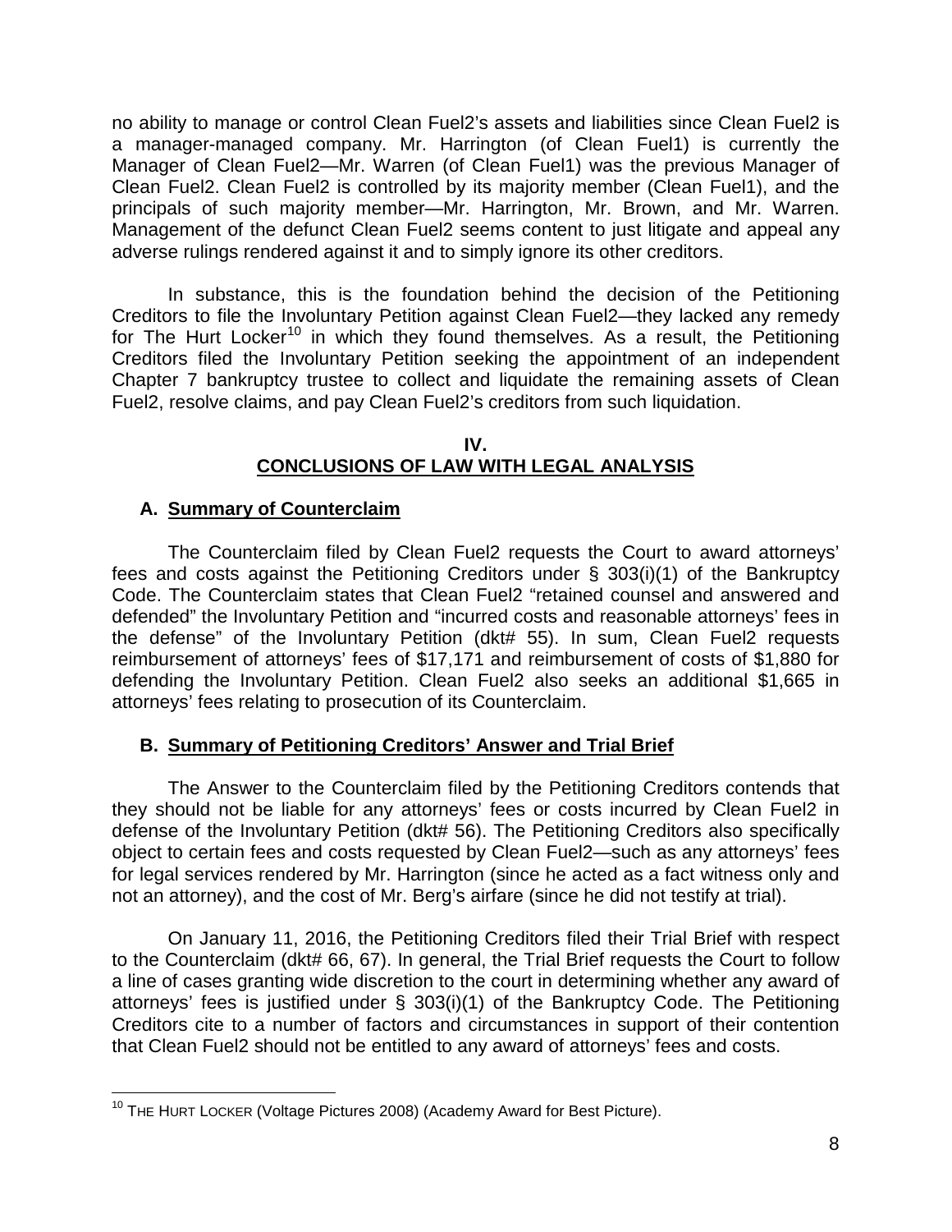no ability to manage or control Clean Fuel2's assets and liabilities since Clean Fuel2 is a manager-managed company. Mr. Harrington (of Clean Fuel1) is currently the Manager of Clean Fuel2—Mr. Warren (of Clean Fuel1) was the previous Manager of Clean Fuel2. Clean Fuel2 is controlled by its majority member (Clean Fuel1), and the principals of such majority member—Mr. Harrington, Mr. Brown, and Mr. Warren. Management of the defunct Clean Fuel2 seems content to just litigate and appeal any adverse rulings rendered against it and to simply ignore its other creditors.

In substance, this is the foundation behind the decision of the Petitioning Creditors to file the Involuntary Petition against Clean Fuel2—they lacked any remedy for The Hurt Locker[10] in which they found themselves. As a result, the Petitioning Creditors filed the Involuntary Petition seeking the appointment of an independent Chapter 7 bankruptcy trustee to collect and liquidate the remaining assets of Clean Fuel2, resolve claims, and pay Clean Fuel2's creditors from such liquidation.

## IV.
## CONCLUSIONS OF LAW WITH LEGAL ANALYSIS

### A. Summary of Counterclaim

The Counterclaim filed by Clean Fuel2 requests the Court to award attorneys' fees and costs against the Petitioning Creditors under § 303(i)(1) of the Bankruptcy Code. The Counterclaim states that Clean Fuel2 "retained counsel and answered and defended" the Involuntary Petition and "incurred costs and reasonable attorneys' fees in the defense" of the Involuntary Petition (dkt# 55). In sum, Clean Fuel2 requests reimbursement of attorneys' fees of $17,171 and reimbursement of costs of $1,880 for defending the Involuntary Petition. Clean Fuel2 also seeks an additional $1,665 in attorneys' fees relating to prosecution of its Counterclaim.

### B. Summary of Petitioning Creditors' Answer and Trial Brief

The Answer to the Counterclaim filed by the Petitioning Creditors contends that they should not be liable for any attorneys' fees or costs incurred by Clean Fuel2 in defense of the Involuntary Petition (dkt# 56). The Petitioning Creditors also specifically object to certain fees and costs requested by Clean Fuel2—such as any attorneys' fees for legal services rendered by Mr. Harrington (since he acted as a fact witness only and not an attorney), and the cost of Mr. Berg's airfare (since he did not testify at trial).

On January 11, 2016, the Petitioning Creditors filed their Trial Brief with respect to the Counterclaim (dkt# 66, 67). In general, the Trial Brief requests the Court to follow a line of cases granting wide discretion to the court in determining whether any award of attorneys' fees is justified under § 303(i)(1) of the Bankruptcy Code. The Petitioning Creditors cite to a number of factors and circumstances in support of their contention that Clean Fuel2 should not be entitled to any award of attorneys' fees and costs.

---

[10] THE HURT LOCKER (Voltage Pictures 2008) (Academy Award for Best Picture).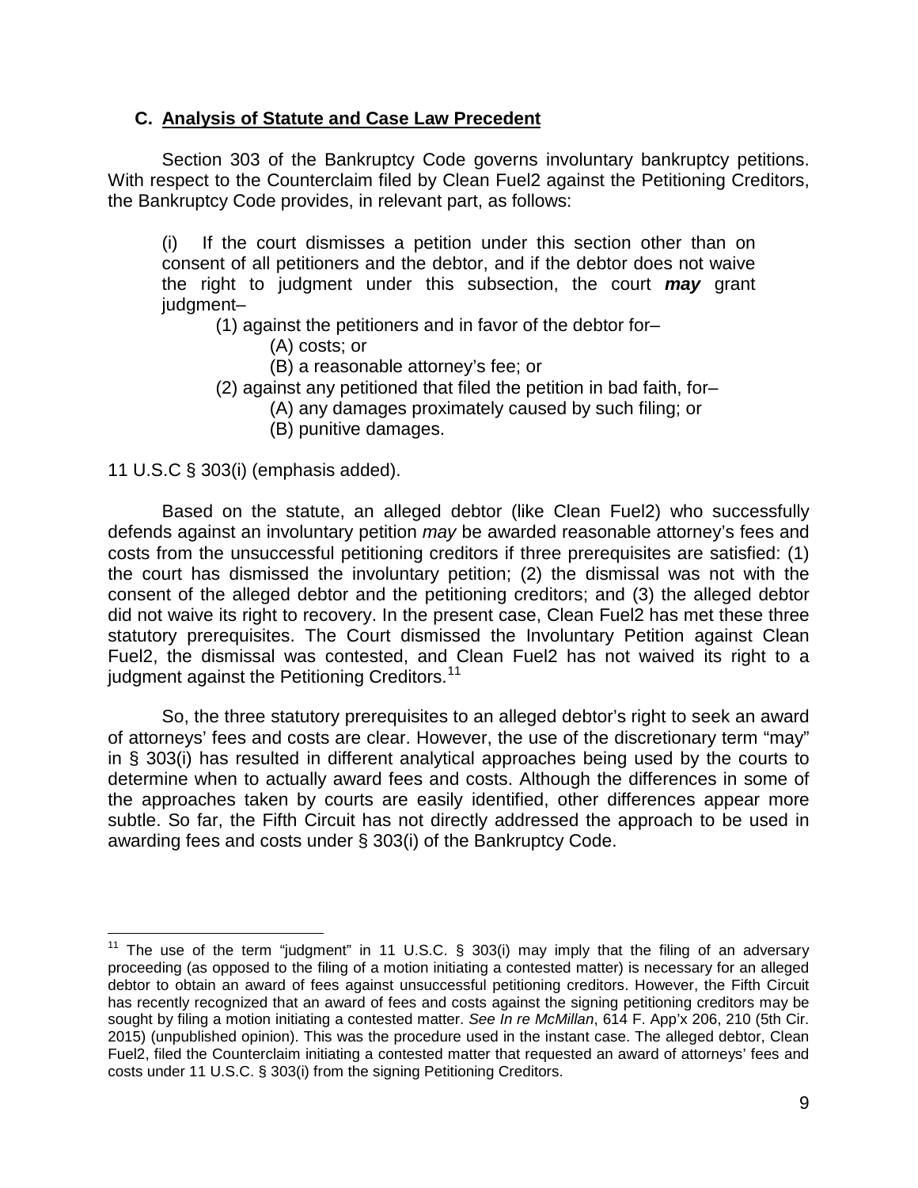### C. <u>Analysis of Statute and Case Law Precedent</u>

Section 303 of the Bankruptcy Code governs involuntary bankruptcy petitions. With respect to the Counterclaim filed by Clean Fuel2 against the Petitioning Creditors, the Bankruptcy Code provides, in relevant part, as follows:

> (i) If the court dismisses a petition under this section other than on consent of all petitioners and the debtor, and if the debtor does not waive the right to judgment under this subsection, the court ***may*** grant judgment–
>
> (1) against the petitioners and in favor of the debtor for–
>
> (A) costs; or
>
> (B) a reasonable attorney's fee; or
>
> (2) against any petitioned that filed the petition in bad faith, for–
>
> (A) any damages proximately caused by such filing; or
>
> (B) punitive damages.

11 U.S.C § 303(i) (emphasis added).

Based on the statute, an alleged debtor (like Clean Fuel2) who successfully defends against an involuntary petition *may* be awarded reasonable attorney's fees and costs from the unsuccessful petitioning creditors if three prerequisites are satisfied: (1) the court has dismissed the involuntary petition; (2) the dismissal was not with the consent of the alleged debtor and the petitioning creditors; and (3) the alleged debtor did not waive its right to recovery. In the present case, Clean Fuel2 has met these three statutory prerequisites. The Court dismissed the Involuntary Petition against Clean Fuel2, the dismissal was contested, and Clean Fuel2 has not waived its right to a judgment against the Petitioning Creditors.[11]

So, the three statutory prerequisites to an alleged debtor's right to seek an award of attorneys' fees and costs are clear. However, the use of the discretionary term "may" in § 303(i) has resulted in different analytical approaches being used by the courts to determine when to actually award fees and costs. Although the differences in some of the approaches taken by courts are easily identified, other differences appear more subtle. So far, the Fifth Circuit has not directly addressed the approach to be used in awarding fees and costs under § 303(i) of the Bankruptcy Code.

---

[11] The use of the term "judgment" in 11 U.S.C. § 303(i) may imply that the filing of an adversary proceeding (as opposed to the filing of a motion initiating a contested matter) is necessary for an alleged debtor to obtain an award of fees against unsuccessful petitioning creditors. However, the Fifth Circuit has recently recognized that an award of fees and costs against the signing petitioning creditors may be sought by filing a motion initiating a contested matter. *See In re McMillan*, 614 F. App'x 206, 210 (5th Cir. 2015) (unpublished opinion). This was the procedure used in the instant case. The alleged debtor, Clean Fuel2, filed the Counterclaim initiating a contested matter that requested an award of attorneys' fees and costs under 11 U.S.C. § 303(i) from the signing Petitioning Creditors.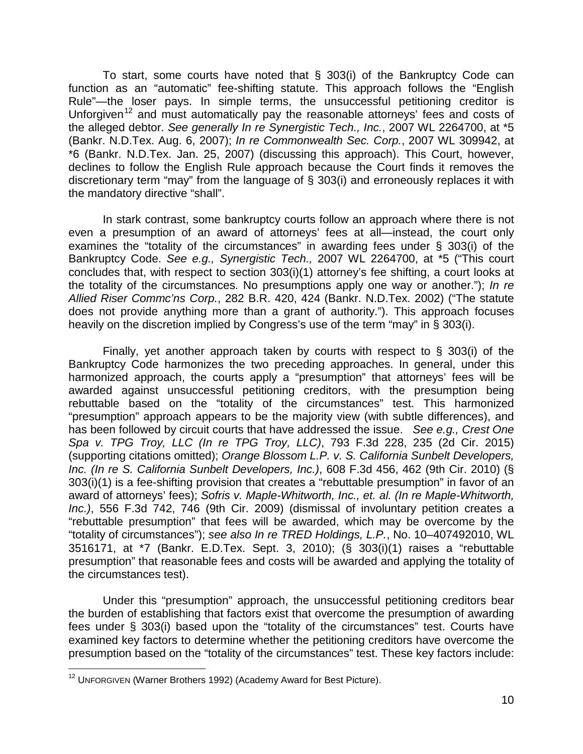To start, some courts have noted that § 303(i) of the Bankruptcy Code can function as an "automatic" fee-shifting statute. This approach follows the "English Rule"—the loser pays. In simple terms, the unsuccessful petitioning creditor is Unforgiven[12] and must automatically pay the reasonable attorneys' fees and costs of the alleged debtor. *See generally In re Synergistic Tech., Inc.*, 2007 WL 2264700, at *5 (Bankr. N.D.Tex. Aug. 6, 2007); *In re Commonwealth Sec. Corp.*, 2007 WL 309942, at *6 (Bankr. N.D.Tex. Jan. 25, 2007) (discussing this approach). This Court, however, declines to follow the English Rule approach because the Court finds it removes the discretionary term "may" from the language of § 303(i) and erroneously replaces it with the mandatory directive "shall".

In stark contrast, some bankruptcy courts follow an approach where there is not even a presumption of an award of attorneys' fees at all—instead, the court only examines the "totality of the circumstances" in awarding fees under § 303(i) of the Bankruptcy Code. *See e.g., Synergistic Tech.,* 2007 WL 2264700, at *5 ("This court concludes that, with respect to section 303(i)(1) attorney's fee shifting, a court looks at the totality of the circumstances. No presumptions apply one way or another."); *In re Allied Riser Commc'ns Corp.*, 282 B.R. 420, 424 (Bankr. N.D.Tex. 2002) ("The statute does not provide anything more than a grant of authority."). This approach focuses heavily on the discretion implied by Congress's use of the term "may" in § 303(i).

Finally, yet another approach taken by courts with respect to § 303(i) of the Bankruptcy Code harmonizes the two preceding approaches. In general, under this harmonized approach, the courts apply a "presumption" that attorneys' fees will be awarded against unsuccessful petitioning creditors, with the presumption being rebuttable based on the "totality of the circumstances" test. This harmonized "presumption" approach appears to be the majority view (with subtle differences), and has been followed by circuit courts that have addressed the issue. *See e.g., Crest One Spa v. TPG Troy, LLC (In re TPG Troy, LLC)*, 793 F.3d 228, 235 (2d Cir. 2015) (supporting citations omitted); *Orange Blossom L.P. v. S. California Sunbelt Developers, Inc. (In re S. California Sunbelt Developers, Inc.)*, 608 F.3d 456, 462 (9th Cir. 2010) (§ 303(i)(1) is a fee-shifting provision that creates a "rebuttable presumption" in favor of an award of attorneys' fees); *Sofris v. Maple-Whitworth, Inc., et. al. (In re Maple-Whitworth, Inc.)*, 556 F.3d 742, 746 (9th Cir. 2009) (dismissal of involuntary petition creates a "rebuttable presumption" that fees will be awarded, which may be overcome by the "totality of circumstances"); *see also In re TRED Holdings, L.P.*, No. 10–407492010, WL 3516171, at *7 (Bankr. E.D.Tex. Sept. 3, 2010); (§ 303(i)(1) raises a "rebuttable presumption" that reasonable fees and costs will be awarded and applying the totality of the circumstances test).

Under this "presumption" approach, the unsuccessful petitioning creditors bear the burden of establishing that factors exist that overcome the presumption of awarding fees under § 303(i) based upon the "totality of the circumstances" test. Courts have examined key factors to determine whether the petitioning creditors have overcome the presumption based on the "totality of the circumstances" test. These key factors include:

---

[12] UNFORGIVEN (Warner Brothers 1992) (Academy Award for Best Picture).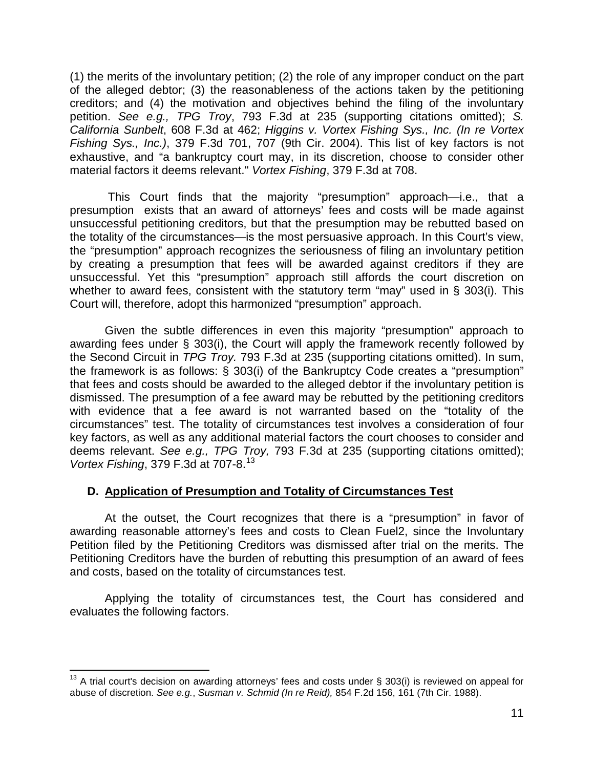(1) the merits of the involuntary petition; (2) the role of any improper conduct on the part of the alleged debtor; (3) the reasonableness of the actions taken by the petitioning creditors; and (4) the motivation and objectives behind the filing of the involuntary petition. *See e.g., TPG Troy*, 793 F.3d at 235 (supporting citations omitted); *S. California Sunbelt*, 608 F.3d at 462; *Higgins v. Vortex Fishing Sys., Inc. (In re Vortex Fishing Sys., Inc.)*, 379 F.3d 701, 707 (9th Cir. 2004). This list of key factors is not exhaustive, and "a bankruptcy court may, in its discretion, choose to consider other material factors it deems relevant." *Vortex Fishing*, 379 F.3d at 708.

This Court finds that the majority "presumption" approach—i.e., that a presumption exists that an award of attorneys' fees and costs will be made against unsuccessful petitioning creditors, but that the presumption may be rebutted based on the totality of the circumstances—is the most persuasive approach. In this Court's view, the "presumption" approach recognizes the seriousness of filing an involuntary petition by creating a presumption that fees will be awarded against creditors if they are unsuccessful. Yet this "presumption" approach still affords the court discretion on whether to award fees, consistent with the statutory term "may" used in § 303(i). This Court will, therefore, adopt this harmonized "presumption" approach.

Given the subtle differences in even this majority "presumption" approach to awarding fees under § 303(i), the Court will apply the framework recently followed by the Second Circuit in *TPG Troy.* 793 F.3d at 235 (supporting citations omitted). In sum, the framework is as follows: § 303(i) of the Bankruptcy Code creates a "presumption" that fees and costs should be awarded to the alleged debtor if the involuntary petition is dismissed. The presumption of a fee award may be rebutted by the petitioning creditors with evidence that a fee award is not warranted based on the "totality of the circumstances" test. The totality of circumstances test involves a consideration of four key factors, as well as any additional material factors the court chooses to consider and deems relevant. *See e.g., TPG Troy,* 793 F.3d at 235 (supporting citations omitted); *Vortex Fishing*, 379 F.3d at 707-8.[13]

### D. Application of Presumption and Totality of Circumstances Test

At the outset, the Court recognizes that there is a "presumption" in favor of awarding reasonable attorney's fees and costs to Clean Fuel2, since the Involuntary Petition filed by the Petitioning Creditors was dismissed after trial on the merits. The Petitioning Creditors have the burden of rebutting this presumption of an award of fees and costs, based on the totality of circumstances test.

Applying the totality of circumstances test, the Court has considered and evaluates the following factors.

---

[13] A trial court's decision on awarding attorneys' fees and costs under § 303(i) is reviewed on appeal for abuse of discretion. *See e.g.*, *Susman v. Schmid (In re Reid),* 854 F.2d 156, 161 (7th Cir. 1988).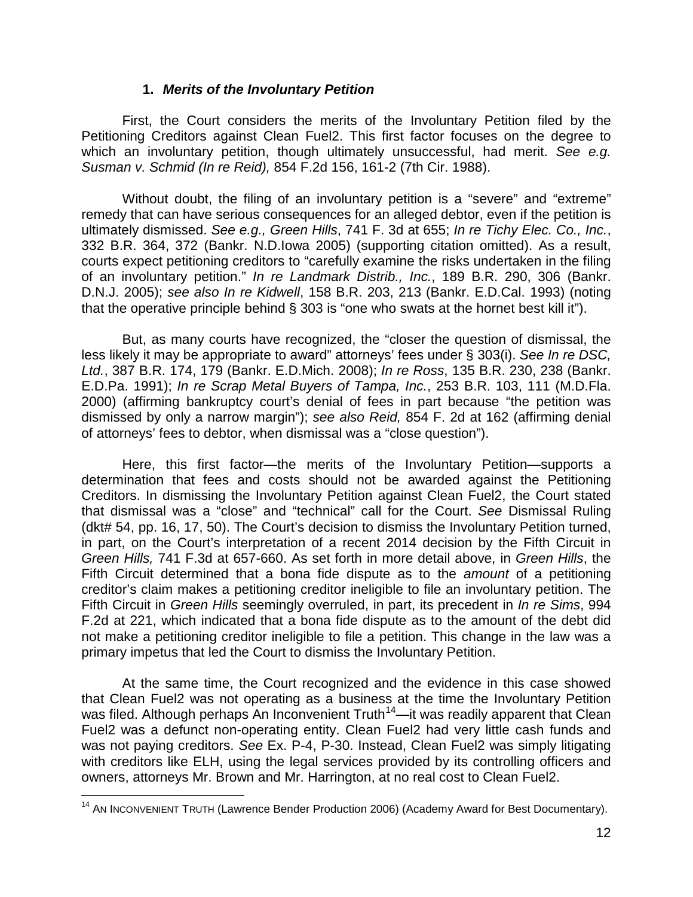### 1. *Merits of the Involuntary Petition*

First, the Court considers the merits of the Involuntary Petition filed by the Petitioning Creditors against Clean Fuel2. This first factor focuses on the degree to which an involuntary petition, though ultimately unsuccessful, had merit. *See e.g. Susman v. Schmid (In re Reid),* 854 F.2d 156, 161-2 (7th Cir. 1988).

Without doubt, the filing of an involuntary petition is a "severe" and "extreme" remedy that can have serious consequences for an alleged debtor, even if the petition is ultimately dismissed. *See e.g., Green Hills*, 741 F. 3d at 655; *In re Tichy Elec. Co., Inc.*, 332 B.R. 364, 372 (Bankr. N.D.Iowa 2005) (supporting citation omitted). As a result, courts expect petitioning creditors to "carefully examine the risks undertaken in the filing of an involuntary petition." *In re Landmark Distrib., Inc.*, 189 B.R. 290, 306 (Bankr. D.N.J. 2005); *see also In re Kidwell*, 158 B.R. 203, 213 (Bankr. E.D.Cal. 1993) (noting that the operative principle behind § 303 is "one who swats at the hornet best kill it").

But, as many courts have recognized, the "closer the question of dismissal, the less likely it may be appropriate to award" attorneys' fees under § 303(i). *See In re DSC, Ltd.*, 387 B.R. 174, 179 (Bankr. E.D.Mich. 2008); *In re Ross*, 135 B.R. 230, 238 (Bankr. E.D.Pa. 1991); *In re Scrap Metal Buyers of Tampa, Inc.*, 253 B.R. 103, 111 (M.D.Fla. 2000) (affirming bankruptcy court's denial of fees in part because "the petition was dismissed by only a narrow margin"); *see also Reid,* 854 F. 2d at 162 (affirming denial of attorneys' fees to debtor, when dismissal was a "close question").

Here, this first factor—the merits of the Involuntary Petition—supports a determination that fees and costs should not be awarded against the Petitioning Creditors. In dismissing the Involuntary Petition against Clean Fuel2, the Court stated that dismissal was a "close" and "technical" call for the Court. *See* Dismissal Ruling (dkt# 54, pp. 16, 17, 50). The Court's decision to dismiss the Involuntary Petition turned, in part, on the Court's interpretation of a recent 2014 decision by the Fifth Circuit in *Green Hills,* 741 F.3d at 657-660. As set forth in more detail above, in *Green Hills*, the Fifth Circuit determined that a bona fide dispute as to the *amount* of a petitioning creditor's claim makes a petitioning creditor ineligible to file an involuntary petition. The Fifth Circuit in *Green Hills* seemingly overruled, in part, its precedent in *In re Sims*, 994 F.2d at 221, which indicated that a bona fide dispute as to the amount of the debt did not make a petitioning creditor ineligible to file a petition. This change in the law was a primary impetus that led the Court to dismiss the Involuntary Petition.

At the same time, the Court recognized and the evidence in this case showed that Clean Fuel2 was not operating as a business at the time the Involuntary Petition was filed. Although perhaps An Inconvenient Truth[14]—it was readily apparent that Clean Fuel2 was a defunct non-operating entity. Clean Fuel2 had very little cash funds and was not paying creditors. *See* Ex. P-4, P-30. Instead, Clean Fuel2 was simply litigating with creditors like ELH, using the legal services provided by its controlling officers and owners, attorneys Mr. Brown and Mr. Harrington, at no real cost to Clean Fuel2.

[14] AN INCONVENIENT TRUTH (Lawrence Bender Production 2006) (Academy Award for Best Documentary).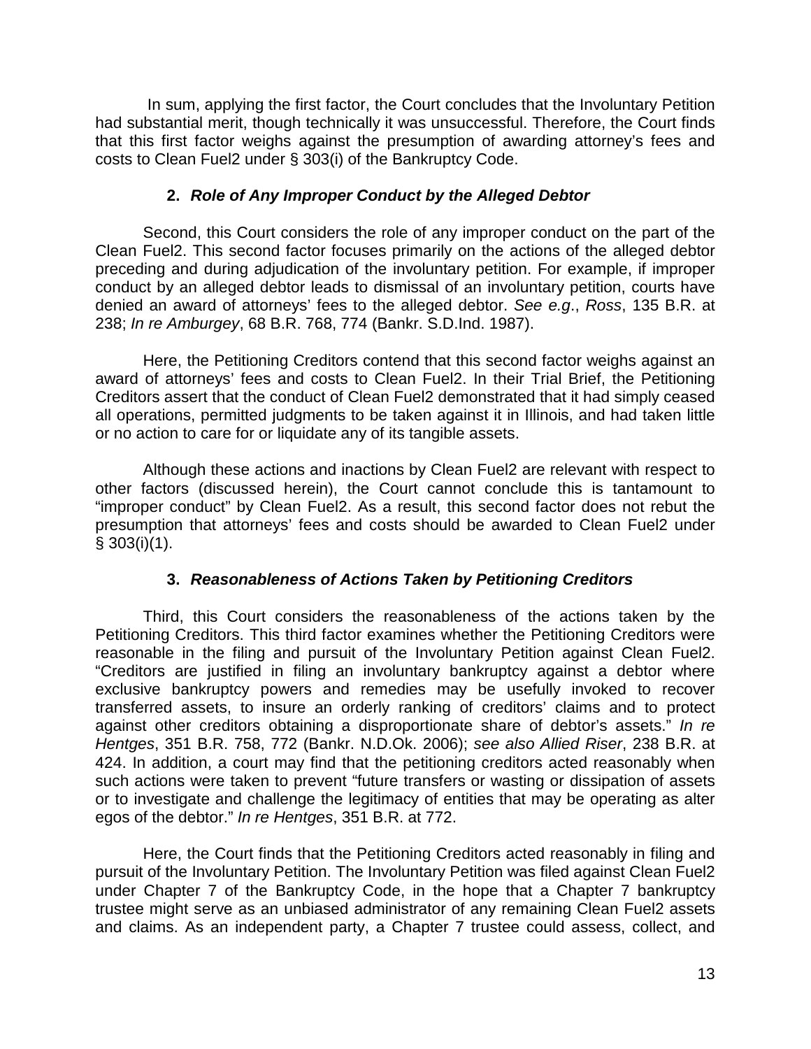In sum, applying the first factor, the Court concludes that the Involuntary Petition had substantial merit, though technically it was unsuccessful. Therefore, the Court finds that this first factor weighs against the presumption of awarding attorney's fees and costs to Clean Fuel2 under § 303(i) of the Bankruptcy Code.

### 2. *Role of Any Improper Conduct by the Alleged Debtor*

Second, this Court considers the role of any improper conduct on the part of the Clean Fuel2. This second factor focuses primarily on the actions of the alleged debtor preceding and during adjudication of the involuntary petition. For example, if improper conduct by an alleged debtor leads to dismissal of an involuntary petition, courts have denied an award of attorneys' fees to the alleged debtor. *See e.g.*, *Ross*, 135 B.R. at 238; *In re Amburgey*, 68 B.R. 768, 774 (Bankr. S.D.Ind. 1987).

Here, the Petitioning Creditors contend that this second factor weighs against an award of attorneys' fees and costs to Clean Fuel2. In their Trial Brief, the Petitioning Creditors assert that the conduct of Clean Fuel2 demonstrated that it had simply ceased all operations, permitted judgments to be taken against it in Illinois, and had taken little or no action to care for or liquidate any of its tangible assets.

Although these actions and inactions by Clean Fuel2 are relevant with respect to other factors (discussed herein), the Court cannot conclude this is tantamount to "improper conduct" by Clean Fuel2. As a result, this second factor does not rebut the presumption that attorneys' fees and costs should be awarded to Clean Fuel2 under § 303(i)(1).

### 3. *Reasonableness of Actions Taken by Petitioning Creditors*

Third, this Court considers the reasonableness of the actions taken by the Petitioning Creditors. This third factor examines whether the Petitioning Creditors were reasonable in the filing and pursuit of the Involuntary Petition against Clean Fuel2. "Creditors are justified in filing an involuntary bankruptcy against a debtor where exclusive bankruptcy powers and remedies may be usefully invoked to recover transferred assets, to insure an orderly ranking of creditors' claims and to protect against other creditors obtaining a disproportionate share of debtor's assets." *In re Hentges*, 351 B.R. 758, 772 (Bankr. N.D.Ok. 2006); *see also Allied Riser*, 238 B.R. at 424. In addition, a court may find that the petitioning creditors acted reasonably when such actions were taken to prevent "future transfers or wasting or dissipation of assets or to investigate and challenge the legitimacy of entities that may be operating as alter egos of the debtor." *In re Hentges*, 351 B.R. at 772.

Here, the Court finds that the Petitioning Creditors acted reasonably in filing and pursuit of the Involuntary Petition. The Involuntary Petition was filed against Clean Fuel2 under Chapter 7 of the Bankruptcy Code, in the hope that a Chapter 7 bankruptcy trustee might serve as an unbiased administrator of any remaining Clean Fuel2 assets and claims. As an independent party, a Chapter 7 trustee could assess, collect, and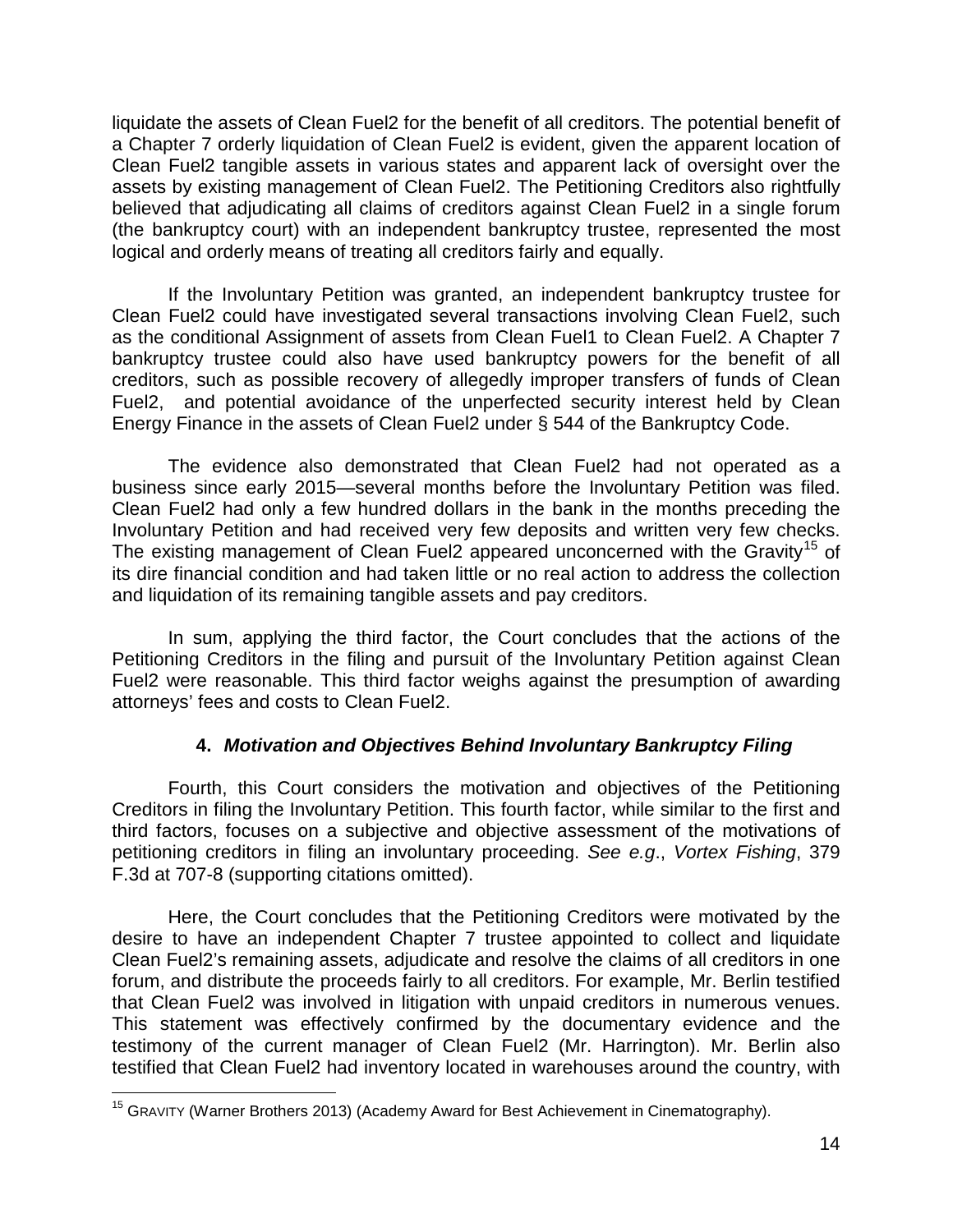liquidate the assets of Clean Fuel2 for the benefit of all creditors. The potential benefit of a Chapter 7 orderly liquidation of Clean Fuel2 is evident, given the apparent location of Clean Fuel2 tangible assets in various states and apparent lack of oversight over the assets by existing management of Clean Fuel2. The Petitioning Creditors also rightfully believed that adjudicating all claims of creditors against Clean Fuel2 in a single forum (the bankruptcy court) with an independent bankruptcy trustee, represented the most logical and orderly means of treating all creditors fairly and equally.

If the Involuntary Petition was granted, an independent bankruptcy trustee for Clean Fuel2 could have investigated several transactions involving Clean Fuel2, such as the conditional Assignment of assets from Clean Fuel1 to Clean Fuel2. A Chapter 7 bankruptcy trustee could also have used bankruptcy powers for the benefit of all creditors, such as possible recovery of allegedly improper transfers of funds of Clean Fuel2, and potential avoidance of the unperfected security interest held by Clean Energy Finance in the assets of Clean Fuel2 under § 544 of the Bankruptcy Code.

The evidence also demonstrated that Clean Fuel2 had not operated as a business since early 2015—several months before the Involuntary Petition was filed. Clean Fuel2 had only a few hundred dollars in the bank in the months preceding the Involuntary Petition and had received very few deposits and written very few checks. The existing management of Clean Fuel2 appeared unconcerned with the Gravity[15] of its dire financial condition and had taken little or no real action to address the collection and liquidation of its remaining tangible assets and pay creditors.

In sum, applying the third factor, the Court concludes that the actions of the Petitioning Creditors in the filing and pursuit of the Involuntary Petition against Clean Fuel2 were reasonable. This third factor weighs against the presumption of awarding attorneys' fees and costs to Clean Fuel2.

#### 4. *Motivation and Objectives Behind Involuntary Bankruptcy Filing*

Fourth, this Court considers the motivation and objectives of the Petitioning Creditors in filing the Involuntary Petition. This fourth factor, while similar to the first and third factors, focuses on a subjective and objective assessment of the motivations of petitioning creditors in filing an involuntary proceeding. *See e.g*., *Vortex Fishing*, 379 F.3d at 707-8 (supporting citations omitted).

Here, the Court concludes that the Petitioning Creditors were motivated by the desire to have an independent Chapter 7 trustee appointed to collect and liquidate Clean Fuel2's remaining assets, adjudicate and resolve the claims of all creditors in one forum, and distribute the proceeds fairly to all creditors. For example, Mr. Berlin testified that Clean Fuel2 was involved in litigation with unpaid creditors in numerous venues. This statement was effectively confirmed by the documentary evidence and the testimony of the current manager of Clean Fuel2 (Mr. Harrington). Mr. Berlin also testified that Clean Fuel2 had inventory located in warehouses around the country, with

[15] GRAVITY (Warner Brothers 2013) (Academy Award for Best Achievement in Cinematography).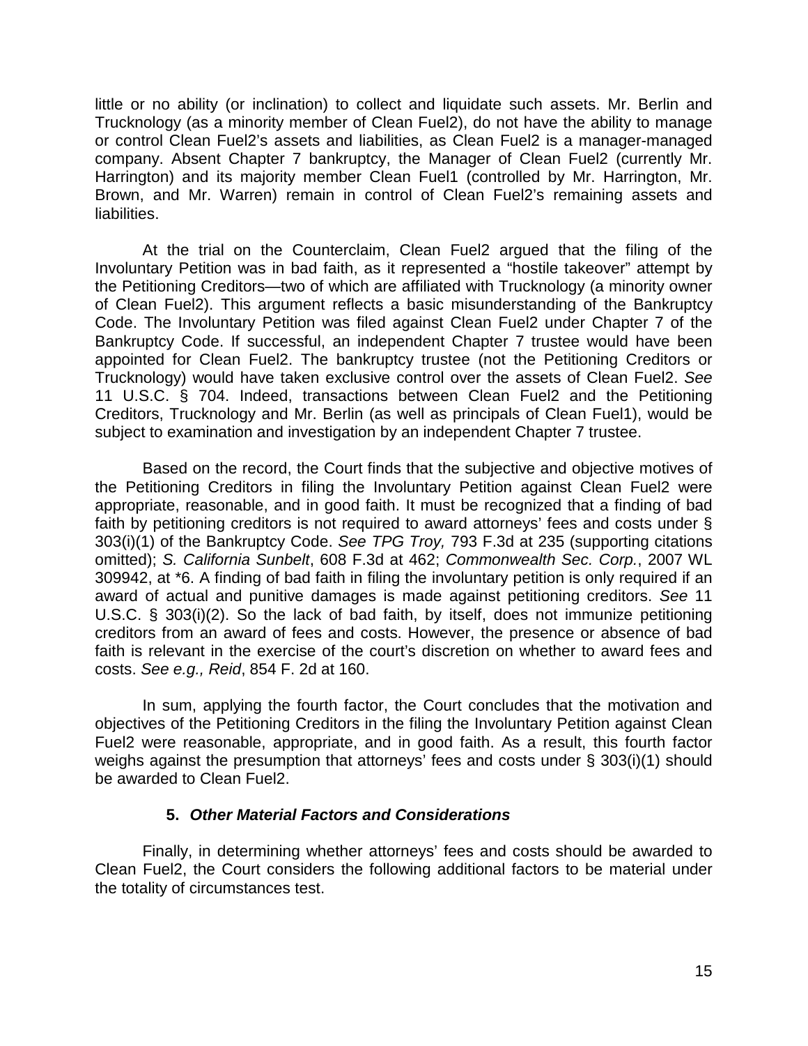little or no ability (or inclination) to collect and liquidate such assets. Mr. Berlin and Trucknology (as a minority member of Clean Fuel2), do not have the ability to manage or control Clean Fuel2's assets and liabilities, as Clean Fuel2 is a manager-managed company. Absent Chapter 7 bankruptcy, the Manager of Clean Fuel2 (currently Mr. Harrington) and its majority member Clean Fuel1 (controlled by Mr. Harrington, Mr. Brown, and Mr. Warren) remain in control of Clean Fuel2's remaining assets and liabilities.

At the trial on the Counterclaim, Clean Fuel2 argued that the filing of the Involuntary Petition was in bad faith, as it represented a "hostile takeover" attempt by the Petitioning Creditors—two of which are affiliated with Trucknology (a minority owner of Clean Fuel2). This argument reflects a basic misunderstanding of the Bankruptcy Code. The Involuntary Petition was filed against Clean Fuel2 under Chapter 7 of the Bankruptcy Code. If successful, an independent Chapter 7 trustee would have been appointed for Clean Fuel2. The bankruptcy trustee (not the Petitioning Creditors or Trucknology) would have taken exclusive control over the assets of Clean Fuel2. *See* 11 U.S.C. § 704. Indeed, transactions between Clean Fuel2 and the Petitioning Creditors, Trucknology and Mr. Berlin (as well as principals of Clean Fuel1), would be subject to examination and investigation by an independent Chapter 7 trustee.

Based on the record, the Court finds that the subjective and objective motives of the Petitioning Creditors in filing the Involuntary Petition against Clean Fuel2 were appropriate, reasonable, and in good faith. It must be recognized that a finding of bad faith by petitioning creditors is not required to award attorneys' fees and costs under § 303(i)(1) of the Bankruptcy Code. *See TPG Troy,* 793 F.3d at 235 (supporting citations omitted); *S. California Sunbelt*, 608 F.3d at 462; *Commonwealth Sec. Corp.*, 2007 WL 309942, at *6. A finding of bad faith in filing the involuntary petition is only required if an award of actual and punitive damages is made against petitioning creditors. *See* 11 U.S.C. § 303(i)(2). So the lack of bad faith, by itself, does not immunize petitioning creditors from an award of fees and costs. However, the presence or absence of bad faith is relevant in the exercise of the court's discretion on whether to award fees and costs. *See e.g., Reid*, 854 F. 2d at 160.

In sum, applying the fourth factor, the Court concludes that the motivation and objectives of the Petitioning Creditors in the filing the Involuntary Petition against Clean Fuel2 were reasonable, appropriate, and in good faith. As a result, this fourth factor weighs against the presumption that attorneys' fees and costs under § 303(i)(1) should be awarded to Clean Fuel2.

**5. *Other Material Factors and Considerations***

Finally, in determining whether attorneys' fees and costs should be awarded to Clean Fuel2, the Court considers the following additional factors to be material under the totality of circumstances test.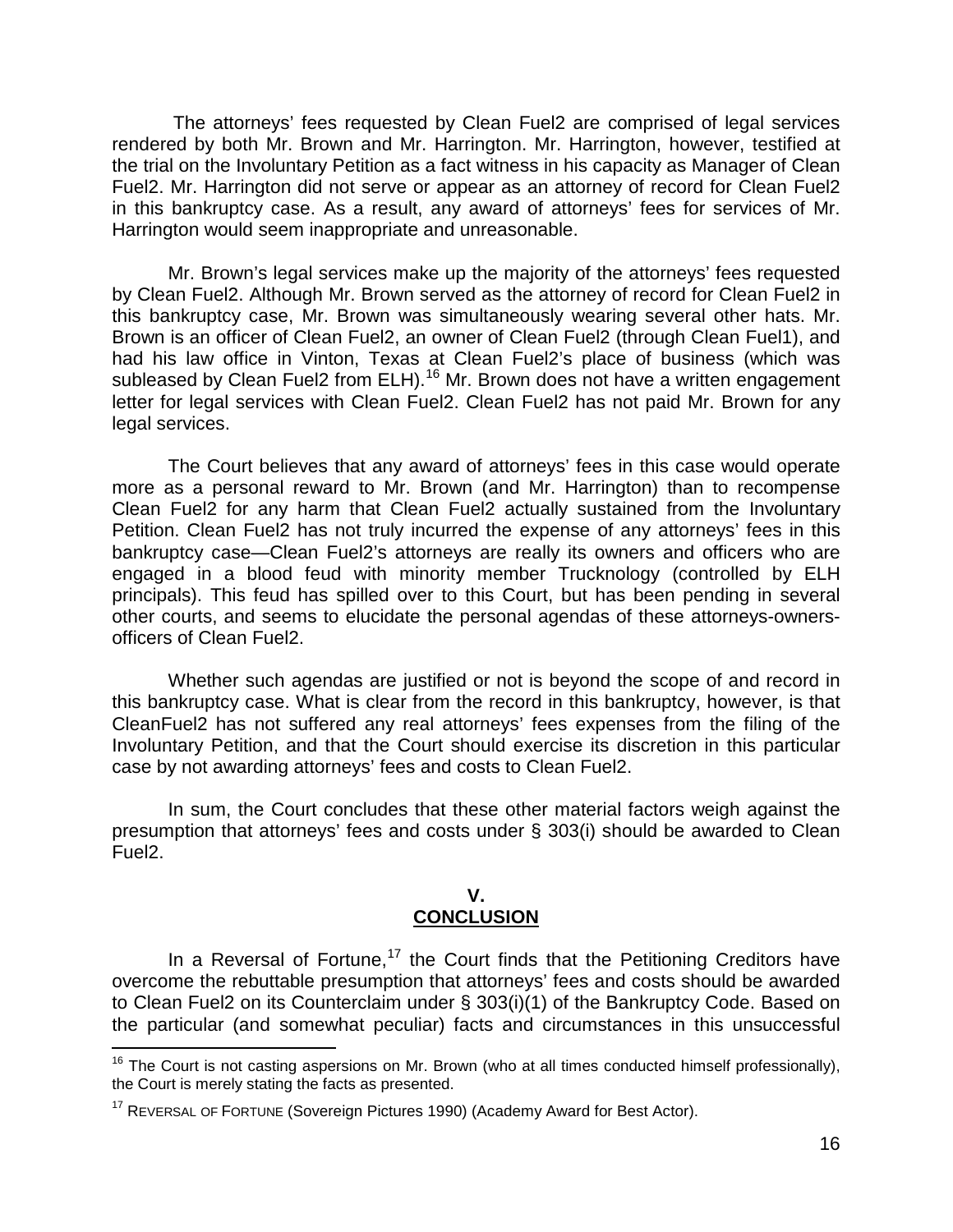The attorneys' fees requested by Clean Fuel2 are comprised of legal services rendered by both Mr. Brown and Mr. Harrington. Mr. Harrington, however, testified at the trial on the Involuntary Petition as a fact witness in his capacity as Manager of Clean Fuel2. Mr. Harrington did not serve or appear as an attorney of record for Clean Fuel2 in this bankruptcy case. As a result, any award of attorneys' fees for services of Mr. Harrington would seem inappropriate and unreasonable.

Mr. Brown's legal services make up the majority of the attorneys' fees requested by Clean Fuel2. Although Mr. Brown served as the attorney of record for Clean Fuel2 in this bankruptcy case, Mr. Brown was simultaneously wearing several other hats. Mr. Brown is an officer of Clean Fuel2, an owner of Clean Fuel2 (through Clean Fuel1), and had his law office in Vinton, Texas at Clean Fuel2's place of business (which was subleased by Clean Fuel2 from ELH).[16] Mr. Brown does not have a written engagement letter for legal services with Clean Fuel2. Clean Fuel2 has not paid Mr. Brown for any legal services.

The Court believes that any award of attorneys' fees in this case would operate more as a personal reward to Mr. Brown (and Mr. Harrington) than to recompense Clean Fuel2 for any harm that Clean Fuel2 actually sustained from the Involuntary Petition. Clean Fuel2 has not truly incurred the expense of any attorneys' fees in this bankruptcy case—Clean Fuel2's attorneys are really its owners and officers who are engaged in a blood feud with minority member Trucknology (controlled by ELH principals). This feud has spilled over to this Court, but has been pending in several other courts, and seems to elucidate the personal agendas of these attorneys-owners-officers of Clean Fuel2.

Whether such agendas are justified or not is beyond the scope of and record in this bankruptcy case. What is clear from the record in this bankruptcy, however, is that CleanFuel2 has not suffered any real attorneys' fees expenses from the filing of the Involuntary Petition, and that the Court should exercise its discretion in this particular case by not awarding attorneys' fees and costs to Clean Fuel2.

In sum, the Court concludes that these other material factors weigh against the presumption that attorneys' fees and costs under § 303(i) should be awarded to Clean Fuel2.

## V.
## CONCLUSION

In a Reversal of Fortune,[17] the Court finds that the Petitioning Creditors have overcome the rebuttable presumption that attorneys' fees and costs should be awarded to Clean Fuel2 on its Counterclaim under § 303(i)(1) of the Bankruptcy Code. Based on the particular (and somewhat peculiar) facts and circumstances in this unsuccessful

---

[16] The Court is not casting aspersions on Mr. Brown (who at all times conducted himself professionally), the Court is merely stating the facts as presented.

[17] REVERSAL OF FORTUNE (Sovereign Pictures 1990) (Academy Award for Best Actor).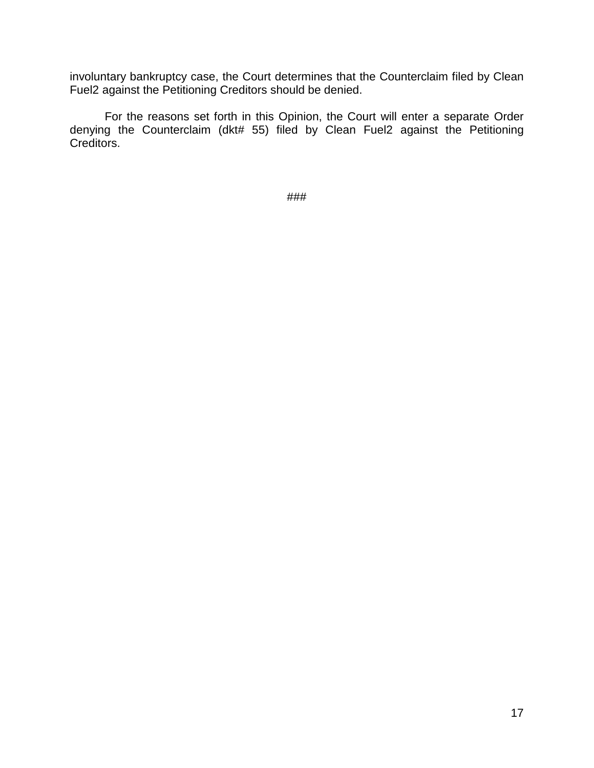involuntary bankruptcy case, the Court determines that the Counterclaim filed by Clean Fuel2 against the Petitioning Creditors should be denied.

For the reasons set forth in this Opinion, the Court will enter a separate Order denying the Counterclaim (dkt# 55) filed by Clean Fuel2 against the Petitioning Creditors.

###